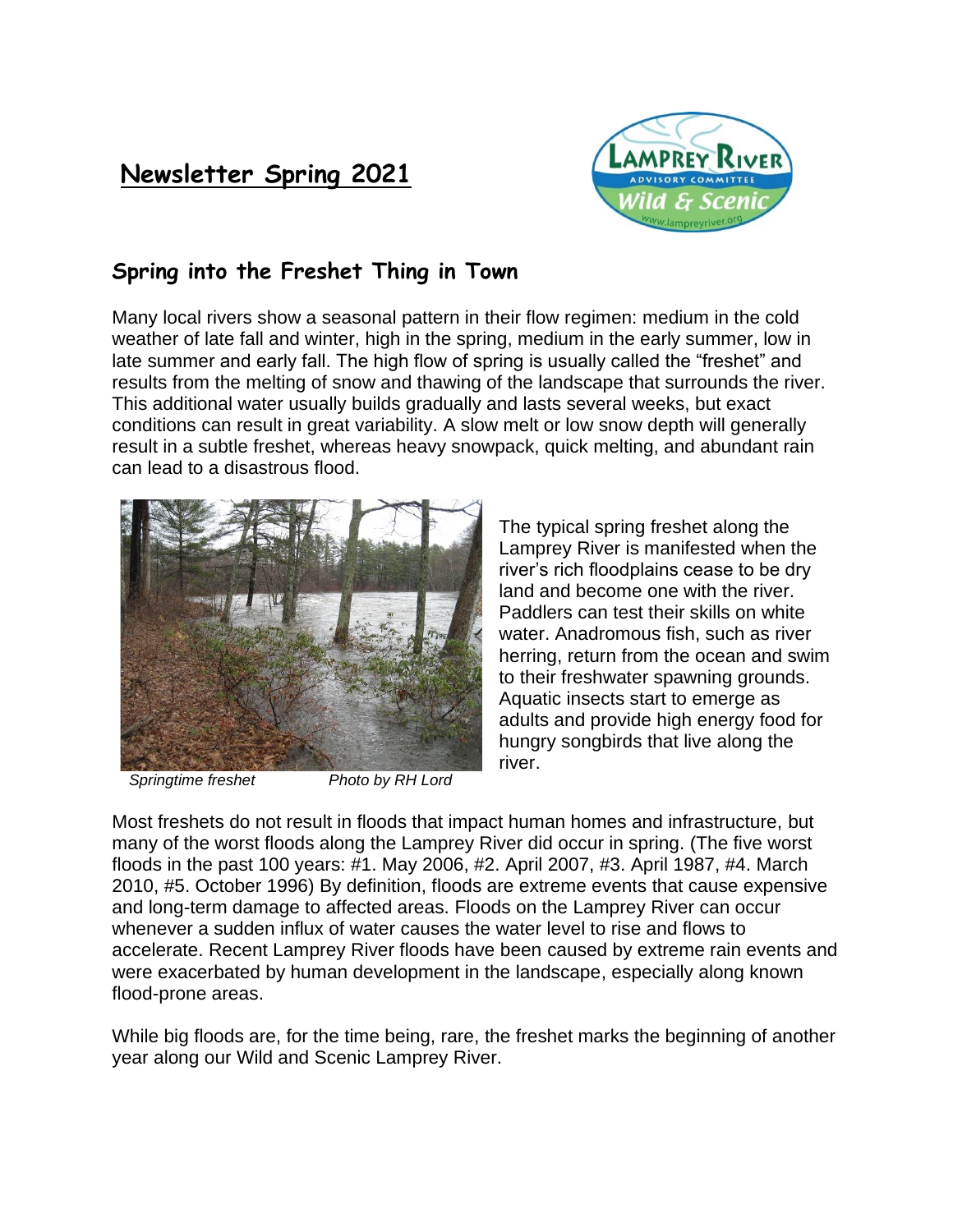# Newsletter Spring 2021

LAMPREY RIVER
ADVISORY COMMITTEE
Wild & Scenic
www.lampreyriver.org

## Spring into the Freshet Thing in Town

Many local rivers show a seasonal pattern in their flow regimen: medium in the cold weather of late fall and winter, high in the spring, medium in the early summer, low in late summer and early fall. The high flow of spring is usually called the "freshet" and results from the melting of snow and thawing of the landscape that surrounds the river. This additional water usually builds gradually and lasts several weeks, but exact conditions can result in great variability. A slow melt or low snow depth will generally result in a subtle freshet, whereas heavy snowpack, quick melting, and abundant rain can lead to a disastrous flood.

*Springtime freshet* *Photo by RH Lord*

The typical spring freshet along the Lamprey River is manifested when the river's rich floodplains cease to be dry land and become one with the river. Paddlers can test their skills on white water. Anadromous fish, such as river herring, return from the ocean and swim to their freshwater spawning grounds. Aquatic insects start to emerge as adults and provide high energy food for hungry songbirds that live along the river.

Most freshets do not result in floods that impact human homes and infrastructure, but many of the worst floods along the Lamprey River did occur in spring. (The five worst floods in the past 100 years: #1. May 2006, #2. April 2007, #3. April 1987, #4. March 2010, #5. October 1996) By definition, floods are extreme events that cause expensive and long-term damage to affected areas. Floods on the Lamprey River can occur whenever a sudden influx of water causes the water level to rise and flows to accelerate. Recent Lamprey River floods have been caused by extreme rain events and were exacerbated by human development in the landscape, especially along known flood-prone areas.

While big floods are, for the time being, rare, the freshet marks the beginning of another year along our Wild and Scenic Lamprey River.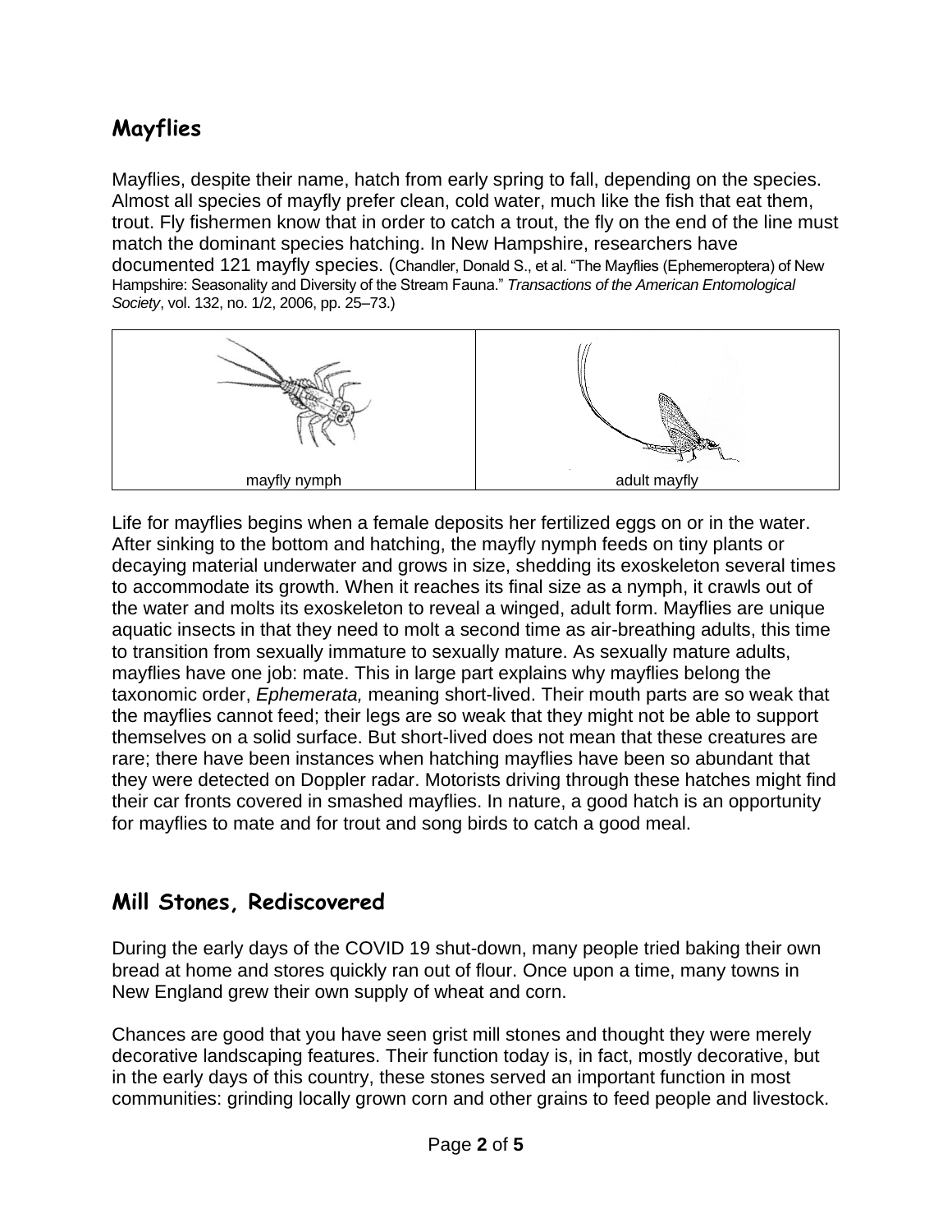## Mayflies

Mayflies, despite their name, hatch from early spring to fall, depending on the species. Almost all species of mayfly prefer clean, cold water, much like the fish that eat them, trout. Fly fishermen know that in order to catch a trout, the fly on the end of the line must match the dominant species hatching. In New Hampshire, researchers have documented 121 mayfly species. (Chandler, Donald S., et al. "The Mayflies (Ephemeroptera) of New Hampshire: Seasonality and Diversity of the Stream Fauna." *Transactions of the American Entomological Society*, vol. 132, no. 1/2, 2006, pp. 25–73.)

| | |
|---|---|
| mayfly nymph | adult mayfly |

Life for mayflies begins when a female deposits her fertilized eggs on or in the water. After sinking to the bottom and hatching, the mayfly nymph feeds on tiny plants or decaying material underwater and grows in size, shedding its exoskeleton several times to accommodate its growth. When it reaches its final size as a nymph, it crawls out of the water and molts its exoskeleton to reveal a winged, adult form. Mayflies are unique aquatic insects in that they need to molt a second time as air-breathing adults, this time to transition from sexually immature to sexually mature. As sexually mature adults, mayflies have one job: mate. This in large part explains why mayflies belong the taxonomic order, *Ephemerata,* meaning short-lived. Their mouth parts are so weak that the mayflies cannot feed; their legs are so weak that they might not be able to support themselves on a solid surface. But short-lived does not mean that these creatures are rare; there have been instances when hatching mayflies have been so abundant that they were detected on Doppler radar. Motorists driving through these hatches might find their car fronts covered in smashed mayflies. In nature, a good hatch is an opportunity for mayflies to mate and for trout and song birds to catch a good meal.

## Mill Stones, Rediscovered

During the early days of the COVID 19 shut-down, many people tried baking their own bread at home and stores quickly ran out of flour. Once upon a time, many towns in New England grew their own supply of wheat and corn.

Chances are good that you have seen grist mill stones and thought they were merely decorative landscaping features. Their function today is, in fact, mostly decorative, but in the early days of this country, these stones served an important function in most communities: grinding locally grown corn and other grains to feed people and livestock.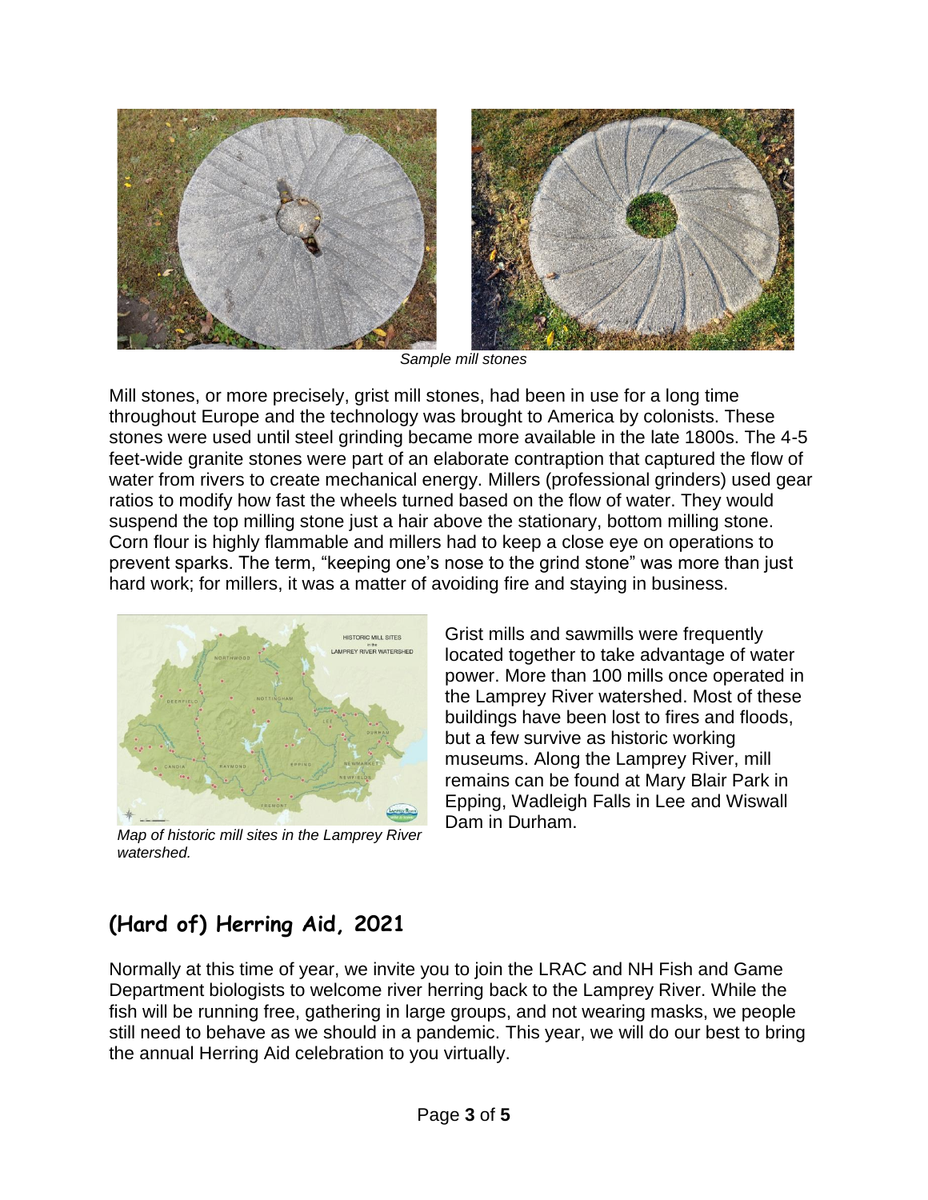*Sample mill stones*

Mill stones, or more precisely, grist mill stones, had been in use for a long time throughout Europe and the technology was brought to America by colonists. These stones were used until steel grinding became more available in the late 1800s. The 4-5 feet-wide granite stones were part of an elaborate contraption that captured the flow of water from rivers to create mechanical energy. Millers (professional grinders) used gear ratios to modify how fast the wheels turned based on the flow of water. They would suspend the top milling stone just a hair above the stationary, bottom milling stone. Corn flour is highly flammable and millers had to keep a close eye on operations to prevent sparks. The term, "keeping one's nose to the grind stone" was more than just hard work; for millers, it was a matter of avoiding fire and staying in business.

*Map of historic mill sites in the Lamprey River watershed.*

Grist mills and sawmills were frequently located together to take advantage of water power. More than 100 mills once operated in the Lamprey River watershed. Most of these buildings have been lost to fires and floods, but a few survive as historic working museums. Along the Lamprey River, mill remains can be found at Mary Blair Park in Epping, Wadleigh Falls in Lee and Wiswall Dam in Durham.

## (Hard of) Herring Aid, 2021

Normally at this time of year, we invite you to join the LRAC and NH Fish and Game Department biologists to welcome river herring back to the Lamprey River. While the fish will be running free, gathering in large groups, and not wearing masks, we people still need to behave as we should in a pandemic. This year, we will do our best to bring the annual Herring Aid celebration to you virtually.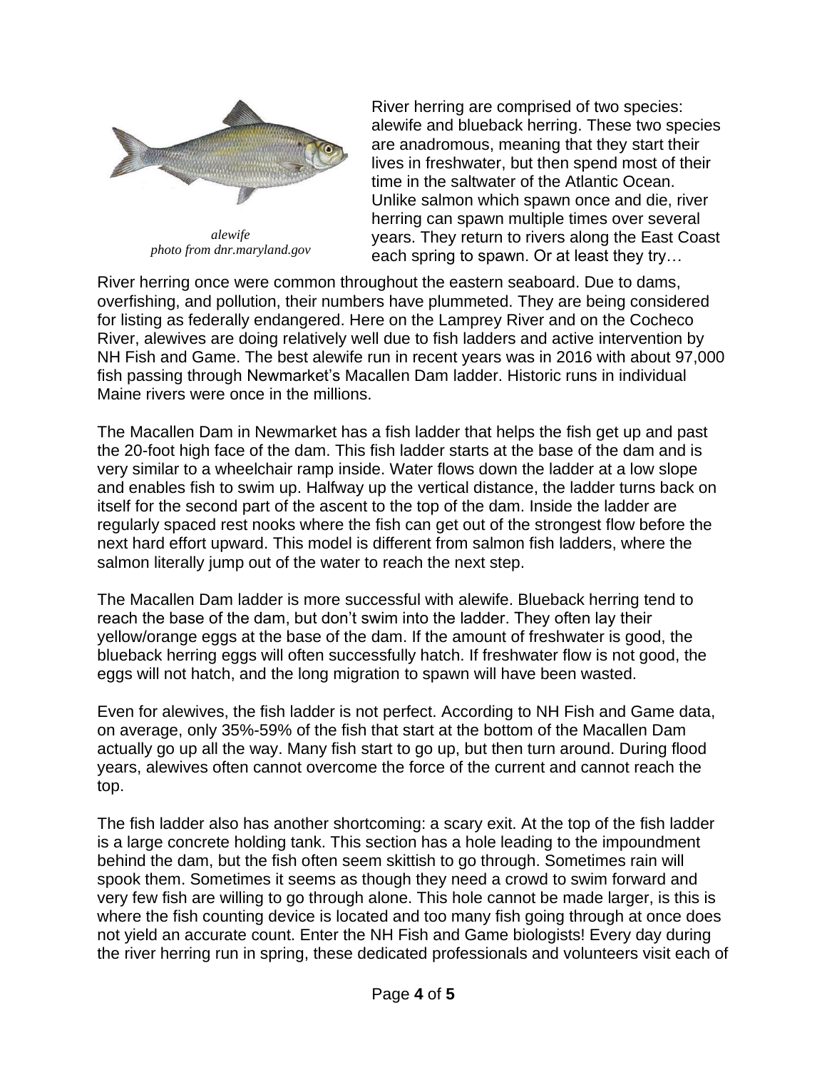*alewife*
*photo from dnr.maryland.gov*

River herring are comprised of two species: alewife and blueback herring. These two species are anadromous, meaning that they start their lives in freshwater, but then spend most of their time in the saltwater of the Atlantic Ocean. Unlike salmon which spawn once and die, river herring can spawn multiple times over several years. They return to rivers along the East Coast each spring to spawn. Or at least they try…

River herring once were common throughout the eastern seaboard. Due to dams, overfishing, and pollution, their numbers have plummeted. They are being considered for listing as federally endangered. Here on the Lamprey River and on the Cocheco River, alewives are doing relatively well due to fish ladders and active intervention by NH Fish and Game. The best alewife run in recent years was in 2016 with about 97,000 fish passing through Newmarket's Macallen Dam ladder. Historic runs in individual Maine rivers were once in the millions.

The Macallen Dam in Newmarket has a fish ladder that helps the fish get up and past the 20-foot high face of the dam. This fish ladder starts at the base of the dam and is very similar to a wheelchair ramp inside. Water flows down the ladder at a low slope and enables fish to swim up. Halfway up the vertical distance, the ladder turns back on itself for the second part of the ascent to the top of the dam. Inside the ladder are regularly spaced rest nooks where the fish can get out of the strongest flow before the next hard effort upward. This model is different from salmon fish ladders, where the salmon literally jump out of the water to reach the next step.

The Macallen Dam ladder is more successful with alewife. Blueback herring tend to reach the base of the dam, but don't swim into the ladder. They often lay their yellow/orange eggs at the base of the dam. If the amount of freshwater is good, the blueback herring eggs will often successfully hatch. If freshwater flow is not good, the eggs will not hatch, and the long migration to spawn will have been wasted.

Even for alewives, the fish ladder is not perfect. According to NH Fish and Game data, on average, only 35%-59% of the fish that start at the bottom of the Macallen Dam actually go up all the way. Many fish start to go up, but then turn around. During flood years, alewives often cannot overcome the force of the current and cannot reach the top.

The fish ladder also has another shortcoming: a scary exit. At the top of the fish ladder is a large concrete holding tank. This section has a hole leading to the impoundment behind the dam, but the fish often seem skittish to go through. Sometimes rain will spook them. Sometimes it seems as though they need a crowd to swim forward and very few fish are willing to go through alone. This hole cannot be made larger, is this is where the fish counting device is located and too many fish going through at once does not yield an accurate count. Enter the NH Fish and Game biologists! Every day during the river herring run in spring, these dedicated professionals and volunteers visit each of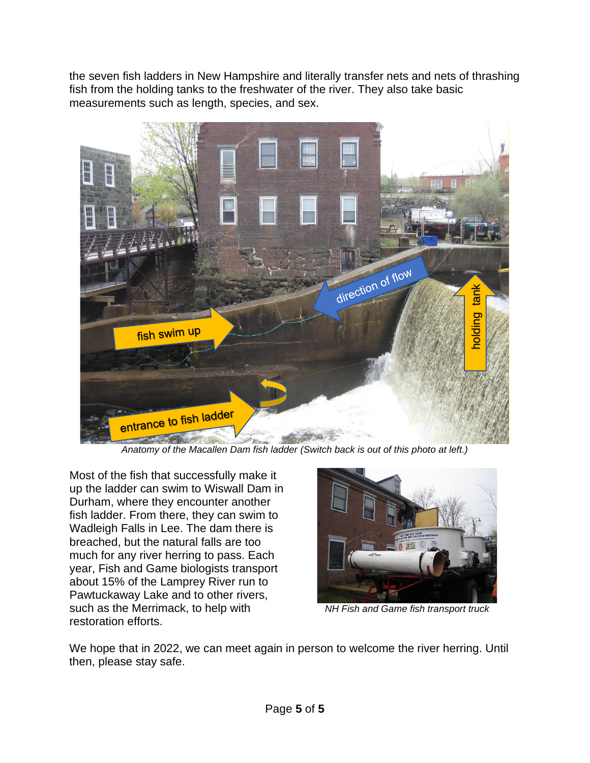the seven fish ladders in New Hampshire and literally transfer nets and nets of thrashing fish from the holding tanks to the freshwater of the river. They also take basic measurements such as length, species, and sex.

*Anatomy of the Macallen Dam fish ladder (Switch back is out of this photo at left.)*

Most of the fish that successfully make it up the ladder can swim to Wiswall Dam in Durham, where they encounter another fish ladder. From there, they can swim to Wadleigh Falls in Lee. The dam there is breached, but the natural falls are too much for any river herring to pass. Each year, Fish and Game biologists transport about 15% of the Lamprey River run to Pawtuckaway Lake and to other rivers, such as the Merrimack, to help with restoration efforts.

*NH Fish and Game fish transport truck*

We hope that in 2022, we can meet again in person to welcome the river herring. Until then, please stay safe.